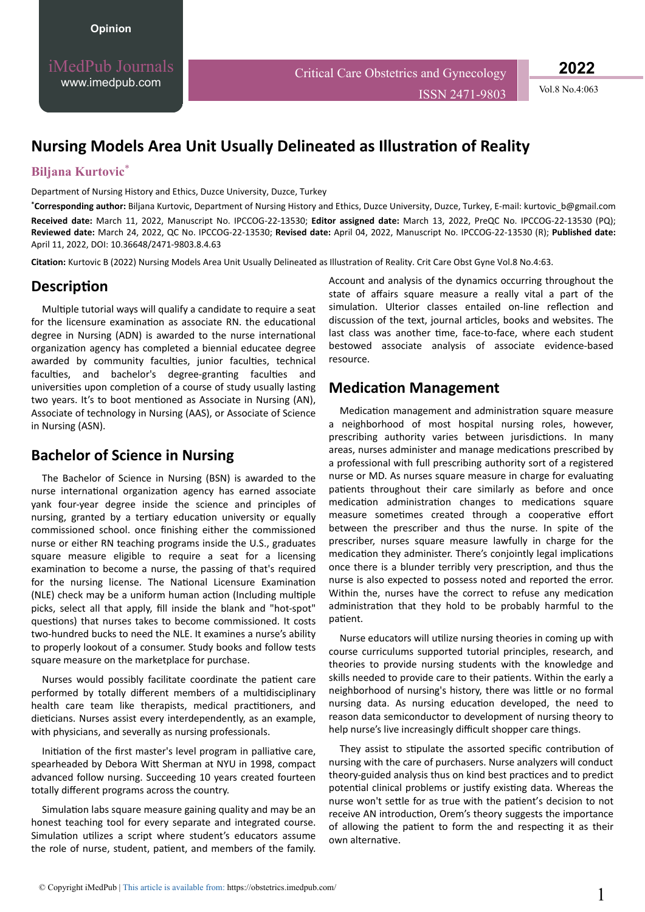Opinion

# Nursing Models Area Unit Usually Delineated as Illustration of Reality

**Biljana Kurtovic***

Department of Nursing History and Ethics, Duzce University, Duzce, Turkey

***Corresponding author:** Biljana Kurtovic, Department of Nursing History and Ethics, Duzce University, Duzce, Turkey, E-mail: kurtovic_b@gmail.com

**Received date:** March 11, 2022, Manuscript No. IPCCOG-22-13530; **Editor assigned date:** March 13, 2022, PreQC No. IPCCOG-22-13530 (PQ); **Reviewed date:** March 24, 2022, QC No. IPCCOG-22-13530; **Revised date:** April 04, 2022, Manuscript No. IPCCOG-22-13530 (R); **Published date:** April 11, 2022, DOI: 10.36648/2471-9803.8.4.63

**Citation:** Kurtovic B (2022) Nursing Models Area Unit Usually Delineated as Illustration of Reality. Crit Care Obst Gyne Vol.8 No.4:63.

## Description

Multiple tutorial ways will qualify a candidate to require a seat for the licensure examination as associate RN. the educational degree in Nursing (ADN) is awarded to the nurse international organization agency has completed a biennial educatee degree awarded by community faculties, junior faculties, technical faculties, and bachelor's degree-granting faculties and universities upon completion of a course of study usually lasting two years. It's to boot mentioned as Associate in Nursing (AN), Associate of technology in Nursing (AAS), or Associate of Science in Nursing (ASN).

## Bachelor of Science in Nursing

The Bachelor of Science in Nursing (BSN) is awarded to the nurse international organization agency has earned associate yank four-year degree inside the science and principles of nursing, granted by a tertiary education university or equally commissioned school. once finishing either the commissioned nurse or either RN teaching programs inside the U.S., graduates square measure eligible to require a seat for a licensing examination to become a nurse, the passing of that's required for the nursing license. The National Licensure Examination (NLE) check may be a uniform human action (Including multiple picks, select all that apply, fill inside the blank and "hot-spot" questions) that nurses takes to become commissioned. It costs two-hundred bucks to need the NLE. It examines a nurse's ability to properly lookout of a consumer. Study books and follow tests square measure on the marketplace for purchase.

Nurses would possibly facilitate coordinate the patient care performed by totally different members of a multidisciplinary health care team like therapists, medical practitioners, and dieticians. Nurses assist every interdependently, as an example, with physicians, and severally as nursing professionals.

Initiation of the first master's level program in palliative care, spearheaded by Debora Witt Sherman at NYU in 1998, compact advanced follow nursing. Succeeding 10 years created fourteen totally different programs across the country.

Simulation labs square measure gaining quality and may be an honest teaching tool for every separate and integrated course. Simulation utilizes a script where student's educators assume the role of nurse, student, patient, and members of the family. Account and analysis of the dynamics occurring throughout the state of affairs square measure a really vital a part of the simulation. Ulterior classes entailed on-line reflection and discussion of the text, journal articles, books and websites. The last class was another time, face-to-face, where each student bestowed associate analysis of associate evidence-based resource.

## Medication Management

Medication management and administration square measure a neighborhood of most hospital nursing roles, however, prescribing authority varies between jurisdictions. In many areas, nurses administer and manage medications prescribed by a professional with full prescribing authority sort of a registered nurse or MD. As nurses square measure in charge for evaluating patients throughout their care similarly as before and once medication administration changes to medications square measure sometimes created through a cooperative effort between the prescriber and thus the nurse. In spite of the prescriber, nurses square measure lawfully in charge for the medication they administer. There's conjointly legal implications once there is a blunder terribly very prescription, and thus the nurse is also expected to possess noted and reported the error. Within the, nurses have the correct to refuse any medication administration that they hold to be probably harmful to the patient.

Nurse educators will utilize nursing theories in coming up with course curriculums supported tutorial principles, research, and theories to provide nursing students with the knowledge and skills needed to provide care to their patients. Within the early a neighborhood of nursing's history, there was little or no formal nursing data. As nursing education developed, the need to reason data semiconductor to development of nursing theory to help nurse's live increasingly difficult shopper care things.

They assist to stipulate the assorted specific contribution of nursing with the care of purchasers. Nurse analyzers will conduct theory-guided analysis thus on kind best practices and to predict potential clinical problems or justify existing data. Whereas the nurse won't settle for as true with the patient's decision to not receive AN introduction, Orem's theory suggests the importance of allowing the patient to form the and respecting it as their own alternative.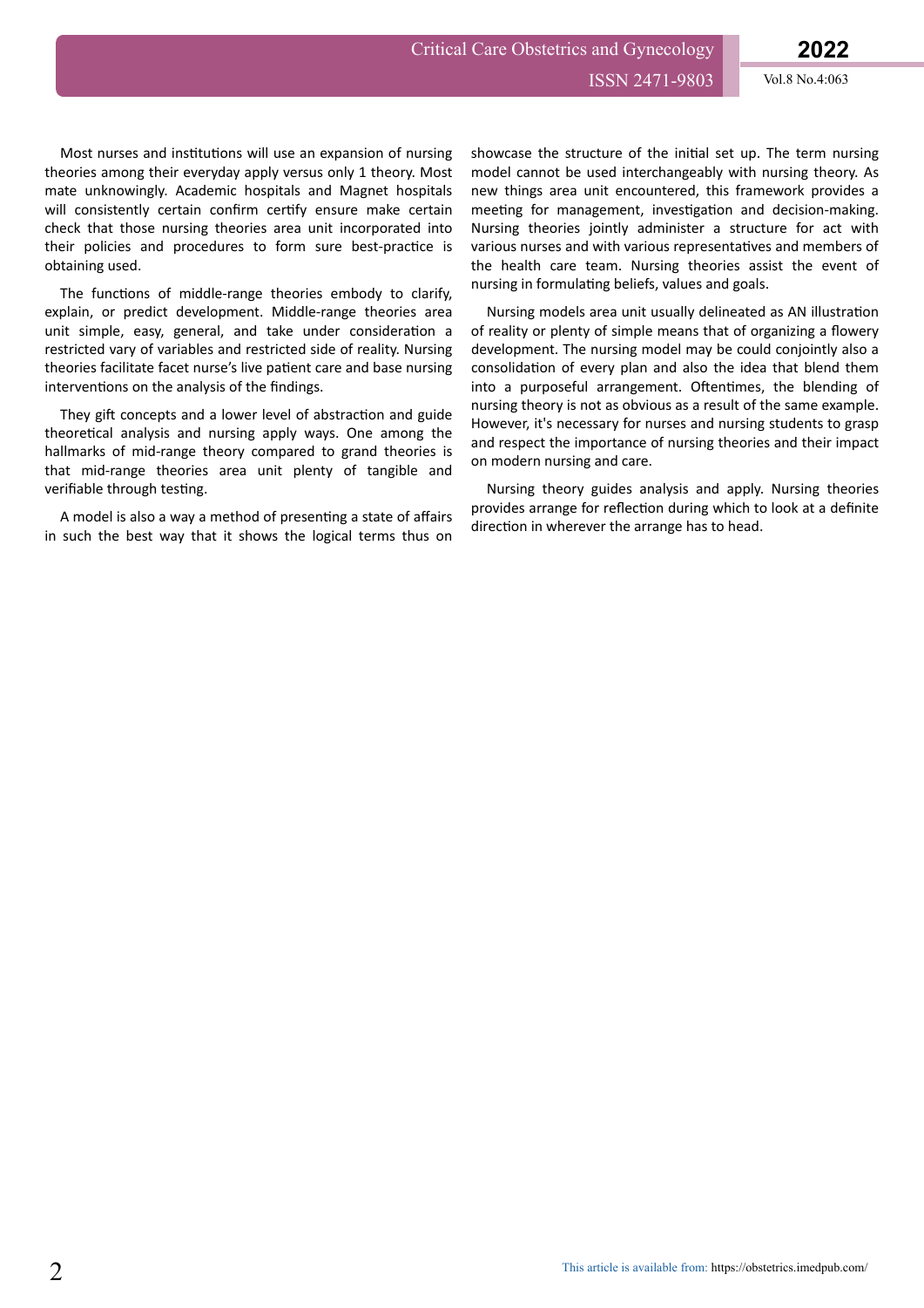Most nurses and institutions will use an expansion of nursing theories among their everyday apply versus only 1 theory. Most mate unknowingly. Academic hospitals and Magnet hospitals will consistently certain confirm certify ensure make certain check that those nursing theories area unit incorporated into their policies and procedures to form sure best-practice is obtaining used.

The functions of middle-range theories embody to clarify, explain, or predict development. Middle-range theories area unit simple, easy, general, and take under consideration a restricted vary of variables and restricted side of reality. Nursing theories facilitate facet nurse's live patient care and base nursing interventions on the analysis of the findings.

They gift concepts and a lower level of abstraction and guide theoretical analysis and nursing apply ways. One among the hallmarks of mid-range theory compared to grand theories is that mid-range theories area unit plenty of tangible and verifiable through testing.

A model is also a way a method of presenting a state of affairs in such the best way that it shows the logical terms thus on showcase the structure of the initial set up. The term nursing model cannot be used interchangeably with nursing theory. As new things area unit encountered, this framework provides a meeting for management, investigation and decision-making. Nursing theories jointly administer a structure for act with various nurses and with various representatives and members of the health care team. Nursing theories assist the event of nursing in formulating beliefs, values and goals.

Nursing models area unit usually delineated as AN illustration of reality or plenty of simple means that of organizing a flowery development. The nursing model may be could conjointly also a consolidation of every plan and also the idea that blend them into a purposeful arrangement. Oftentimes, the blending of nursing theory is not as obvious as a result of the same example. However, it's necessary for nurses and nursing students to grasp and respect the importance of nursing theories and their impact on modern nursing and care.

Nursing theory guides analysis and apply. Nursing theories provides arrange for reflection during which to look at a definite direction in wherever the arrange has to head.